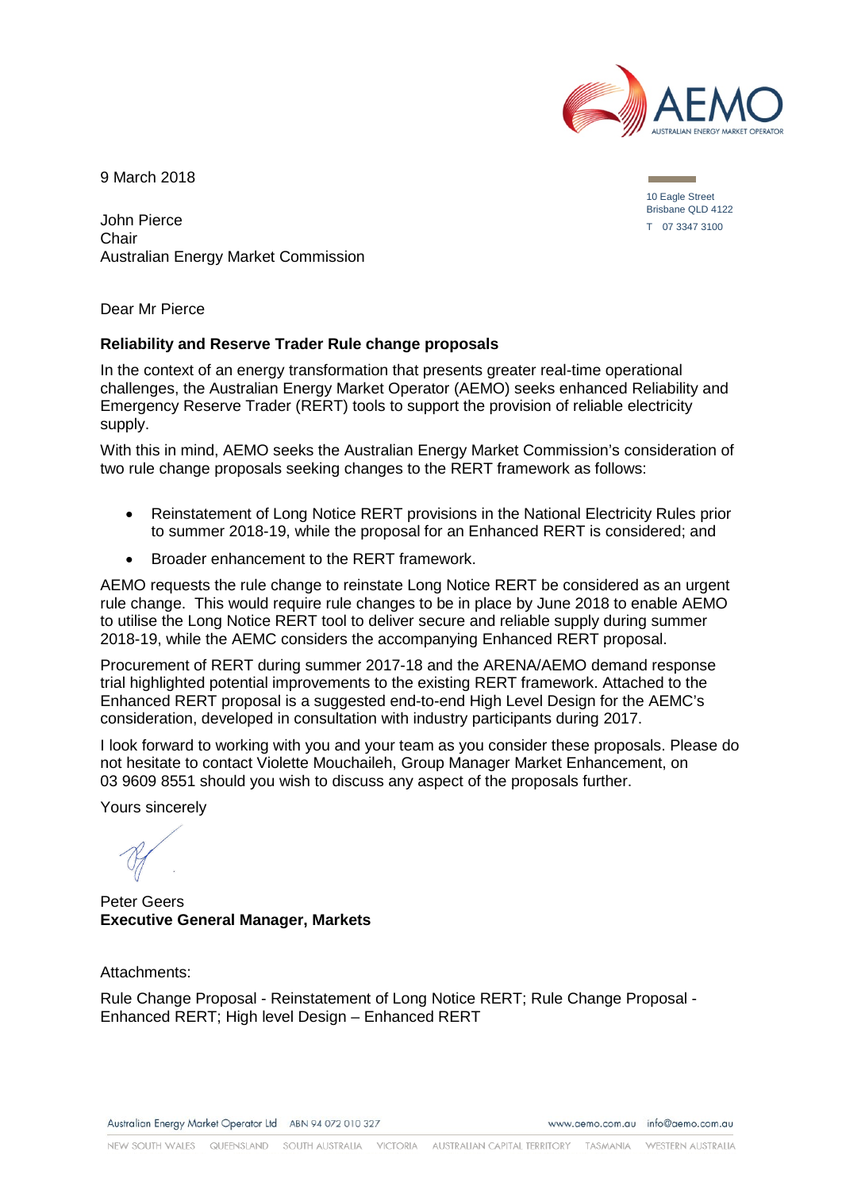9 March 2018

10 Eagle Street
Brisbane QLD 4122
T 07 3347 3100

John Pierce
Chair
Australian Energy Market Commission

Dear Mr Pierce

**Reliability and Reserve Trader Rule change proposals**

In the context of an energy transformation that presents greater real-time operational challenges, the Australian Energy Market Operator (AEMO) seeks enhanced Reliability and Emergency Reserve Trader (RERT) tools to support the provision of reliable electricity supply.

With this in mind, AEMO seeks the Australian Energy Market Commission's consideration of two rule change proposals seeking changes to the RERT framework as follows:

- Reinstatement of Long Notice RERT provisions in the National Electricity Rules prior to summer 2018-19, while the proposal for an Enhanced RERT is considered; and
- Broader enhancement to the RERT framework.

AEMO requests the rule change to reinstate Long Notice RERT be considered as an urgent rule change. This would require rule changes to be in place by June 2018 to enable AEMO to utilise the Long Notice RERT tool to deliver secure and reliable supply during summer 2018-19, while the AEMC considers the accompanying Enhanced RERT proposal.

Procurement of RERT during summer 2017-18 and the ARENA/AEMO demand response trial highlighted potential improvements to the existing RERT framework. Attached to the Enhanced RERT proposal is a suggested end-to-end High Level Design for the AEMC's consideration, developed in consultation with industry participants during 2017.

I look forward to working with you and your team as you consider these proposals. Please do not hesitate to contact Violette Mouchaileh, Group Manager Market Enhancement, on 03 9609 8551 should you wish to discuss any aspect of the proposals further.

Yours sincerely

Peter Geers
**Executive General Manager, Markets**

Attachments:

Rule Change Proposal - Reinstatement of Long Notice RERT; Rule Change Proposal - Enhanced RERT; High level Design – Enhanced RERT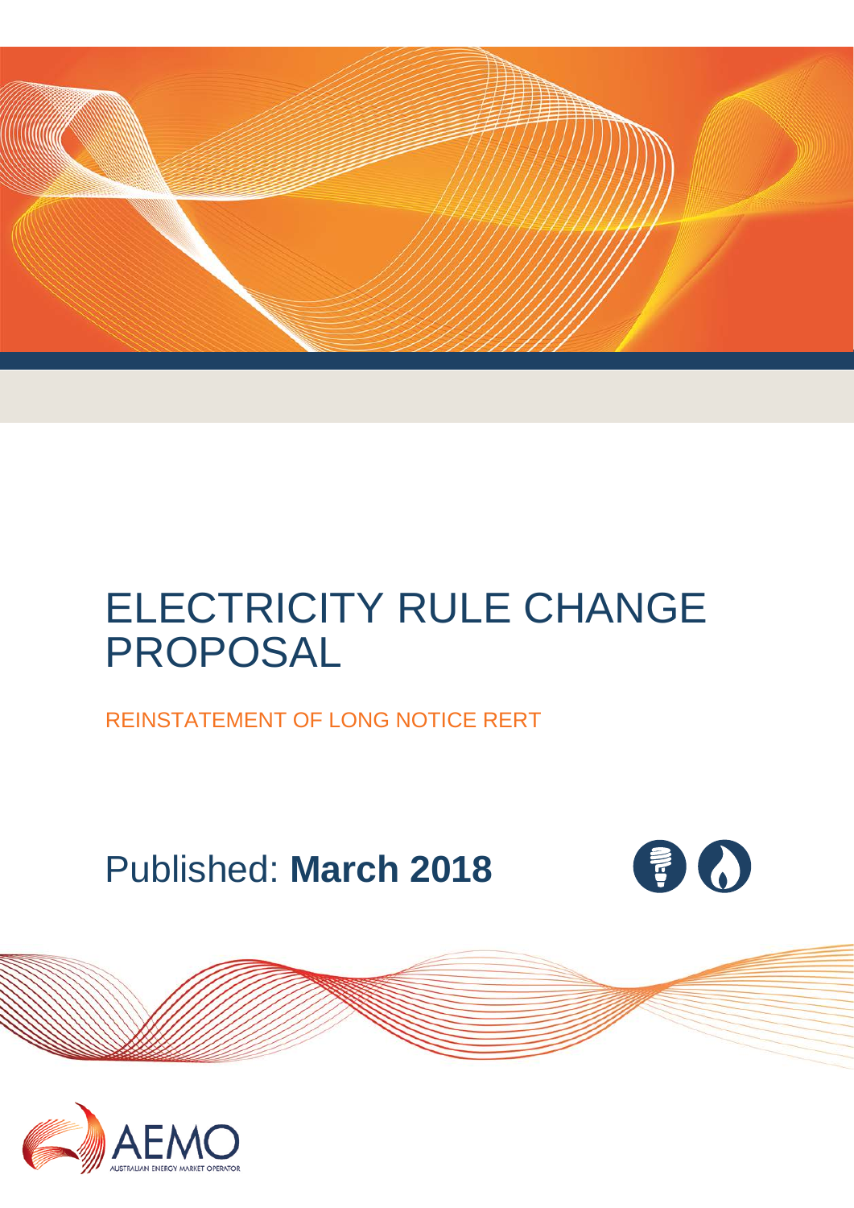# ELECTRICITY RULE CHANGE PROPOSAL

REINSTATEMENT OF LONG NOTICE RERT

Published: **March 2018**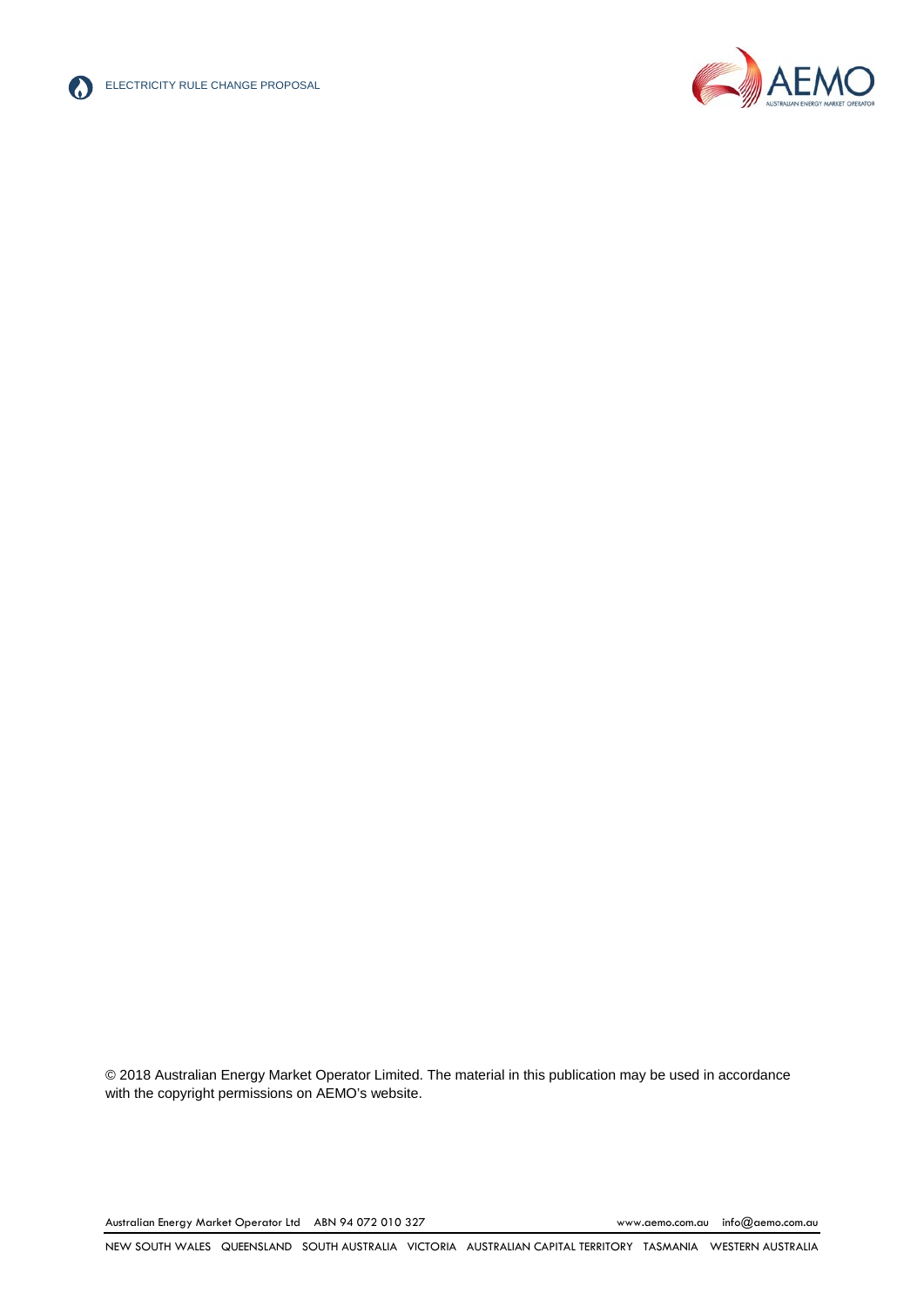© 2018 Australian Energy Market Operator Limited. The material in this publication may be used in accordance with the copyright permissions on AEMO's website.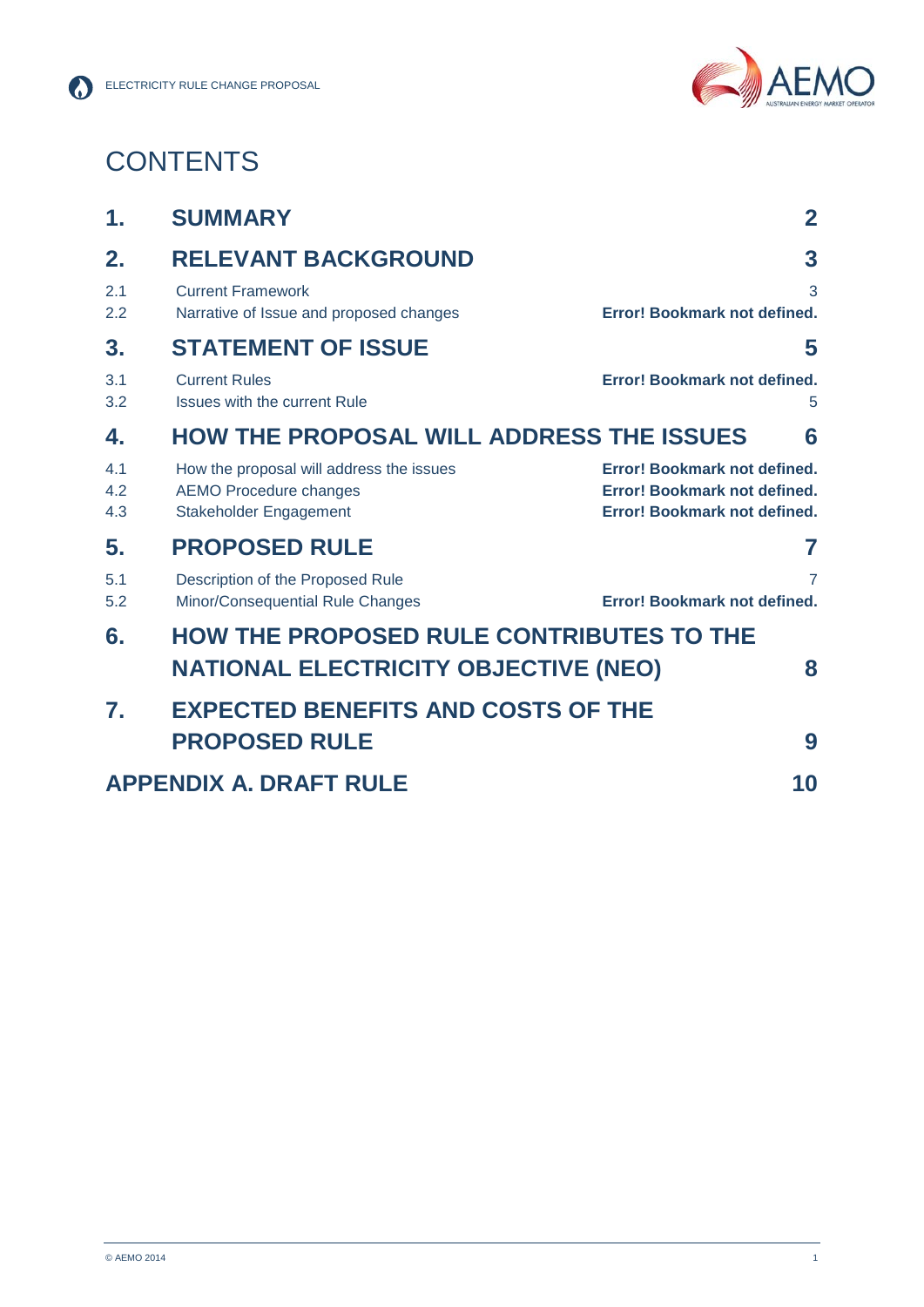# CONTENTS

| | | |
|---|---|---|
| **1.** | **SUMMARY** | **2** |
| **2.** | **RELEVANT BACKGROUND** | **3** |
| 2.1 | Current Framework | 3 |
| 2.2 | Narrative of Issue and proposed changes | **Error! Bookmark not defined.** |
| **3.** | **STATEMENT OF ISSUE** | **5** |
| 3.1 | Current Rules | **Error! Bookmark not defined.** |
| 3.2 | Issues with the current Rule | 5 |
| **4.** | **HOW THE PROPOSAL WILL ADDRESS THE ISSUES** | **6** |
| 4.1 | How the proposal will address the issues | **Error! Bookmark not defined.** |
| 4.2 | AEMO Procedure changes | **Error! Bookmark not defined.** |
| 4.3 | Stakeholder Engagement | **Error! Bookmark not defined.** |
| **5.** | **PROPOSED RULE** | **7** |
| 5.1 | Description of the Proposed Rule | 7 |
| 5.2 | Minor/Consequential Rule Changes | **Error! Bookmark not defined.** |
| **6.** | **HOW THE PROPOSED RULE CONTRIBUTES TO THE NATIONAL ELECTRICITY OBJECTIVE (NEO)** | **8** |
| **7.** | **EXPECTED BENEFITS AND COSTS OF THE PROPOSED RULE** | **9** |
| **APPENDIX A.** | **DRAFT RULE** | **10** |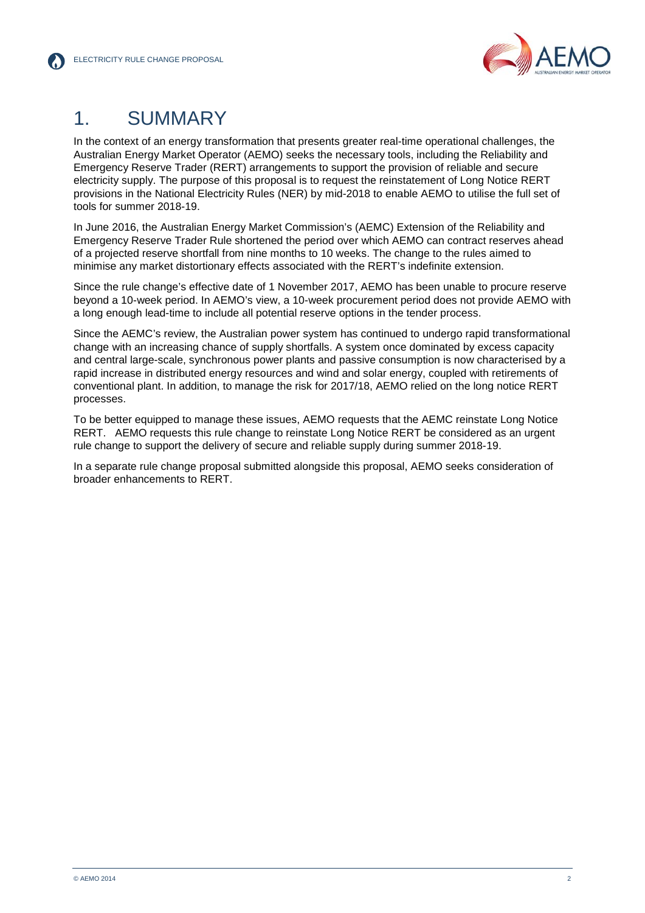# 1. SUMMARY

In the context of an energy transformation that presents greater real-time operational challenges, the Australian Energy Market Operator (AEMO) seeks the necessary tools, including the Reliability and Emergency Reserve Trader (RERT) arrangements to support the provision of reliable and secure electricity supply. The purpose of this proposal is to request the reinstatement of Long Notice RERT provisions in the National Electricity Rules (NER) by mid-2018 to enable AEMO to utilise the full set of tools for summer 2018-19.

In June 2016, the Australian Energy Market Commission's (AEMC) Extension of the Reliability and Emergency Reserve Trader Rule shortened the period over which AEMO can contract reserves ahead of a projected reserve shortfall from nine months to 10 weeks. The change to the rules aimed to minimise any market distortionary effects associated with the RERT's indefinite extension.

Since the rule change's effective date of 1 November 2017, AEMO has been unable to procure reserve beyond a 10-week period. In AEMO's view, a 10-week procurement period does not provide AEMO with a long enough lead-time to include all potential reserve options in the tender process.

Since the AEMC's review, the Australian power system has continued to undergo rapid transformational change with an increasing chance of supply shortfalls. A system once dominated by excess capacity and central large-scale, synchronous power plants and passive consumption is now characterised by a rapid increase in distributed energy resources and wind and solar energy, coupled with retirements of conventional plant. In addition, to manage the risk for 2017/18, AEMO relied on the long notice RERT processes.

To be better equipped to manage these issues, AEMO requests that the AEMC reinstate Long Notice RERT. AEMO requests this rule change to reinstate Long Notice RERT be considered as an urgent rule change to support the delivery of secure and reliable supply during summer 2018-19.

In a separate rule change proposal submitted alongside this proposal, AEMO seeks consideration of broader enhancements to RERT.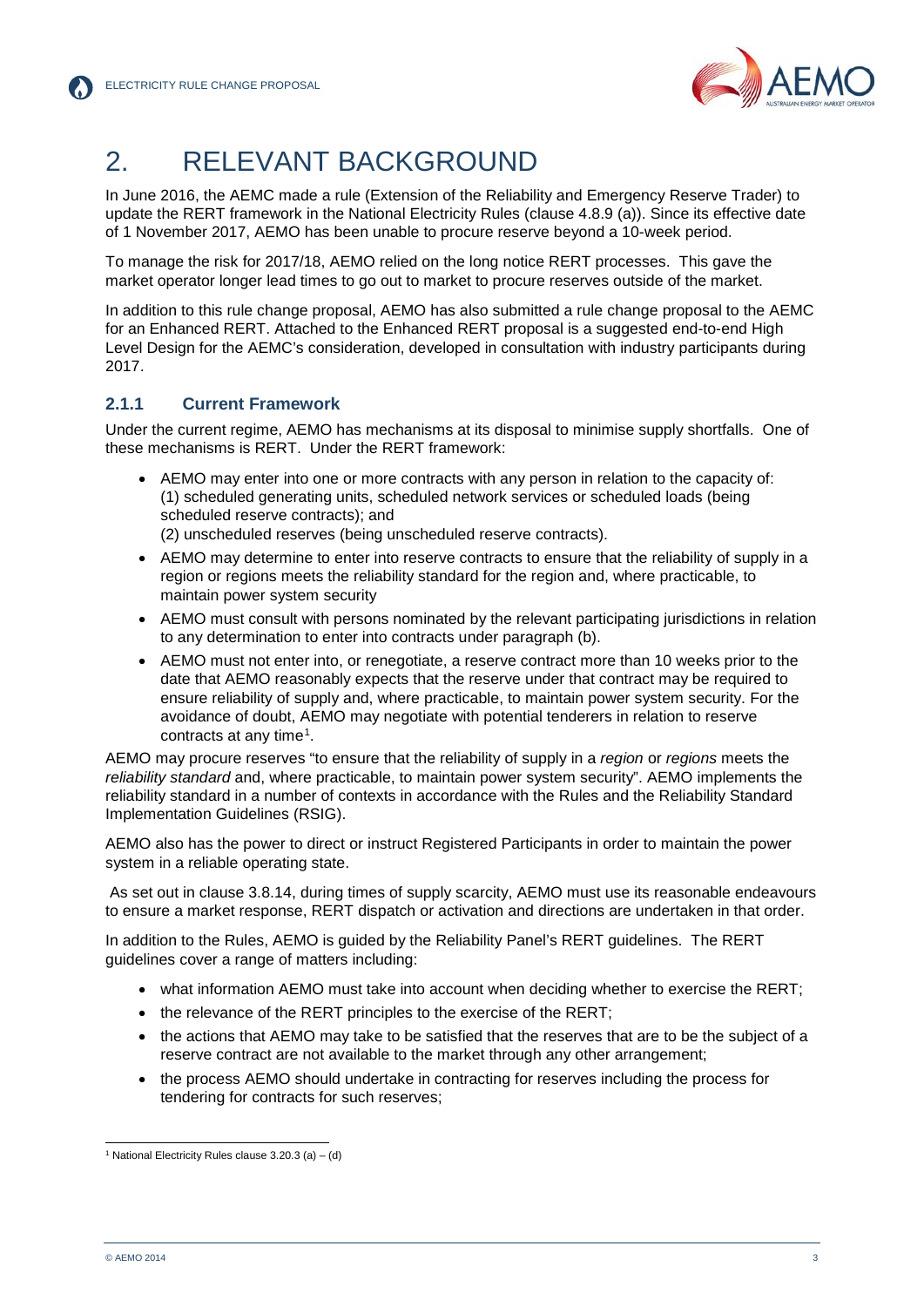# 2. RELEVANT BACKGROUND

In June 2016, the AEMC made a rule (Extension of the Reliability and Emergency Reserve Trader) to update the RERT framework in the National Electricity Rules (clause 4.8.9 (a)). Since its effective date of 1 November 2017, AEMO has been unable to procure reserve beyond a 10-week period.

To manage the risk for 2017/18, AEMO relied on the long notice RERT processes. This gave the market operator longer lead times to go out to market to procure reserves outside of the market.

In addition to this rule change proposal, AEMO has also submitted a rule change proposal to the AEMC for an Enhanced RERT. Attached to the Enhanced RERT proposal is a suggested end-to-end High Level Design for the AEMC's consideration, developed in consultation with industry participants during 2017.

### 2.1.1 Current Framework

Under the current regime, AEMO has mechanisms at its disposal to minimise supply shortfalls. One of these mechanisms is RERT. Under the RERT framework:

- AEMO may enter into one or more contracts with any person in relation to the capacity of:
  (1) scheduled generating units, scheduled network services or scheduled loads (being scheduled reserve contracts); and
  (2) unscheduled reserves (being unscheduled reserve contracts).
- AEMO may determine to enter into reserve contracts to ensure that the reliability of supply in a region or regions meets the reliability standard for the region and, where practicable, to maintain power system security
- AEMO must consult with persons nominated by the relevant participating jurisdictions in relation to any determination to enter into contracts under paragraph (b).
- AEMO must not enter into, or renegotiate, a reserve contract more than 10 weeks prior to the date that AEMO reasonably expects that the reserve under that contract may be required to ensure reliability of supply and, where practicable, to maintain power system security. For the avoidance of doubt, AEMO may negotiate with potential tenderers in relation to reserve contracts at any time[1].

AEMO may procure reserves "to ensure that the reliability of supply in a *region* or *regions* meets the *reliability standard* and, where practicable, to maintain power system security". AEMO implements the reliability standard in a number of contexts in accordance with the Rules and the Reliability Standard Implementation Guidelines (RSIG).

AEMO also has the power to direct or instruct Registered Participants in order to maintain the power system in a reliable operating state.

As set out in clause 3.8.14, during times of supply scarcity, AEMO must use its reasonable endeavours to ensure a market response, RERT dispatch or activation and directions are undertaken in that order.

In addition to the Rules, AEMO is guided by the Reliability Panel's RERT guidelines. The RERT guidelines cover a range of matters including:

- what information AEMO must take into account when deciding whether to exercise the RERT;
- the relevance of the RERT principles to the exercise of the RERT;
- the actions that AEMO may take to be satisfied that the reserves that are to be the subject of a reserve contract are not available to the market through any other arrangement;
- the process AEMO should undertake in contracting for reserves including the process for tendering for contracts for such reserves;

[1] National Electricity Rules clause 3.20.3 (a) – (d)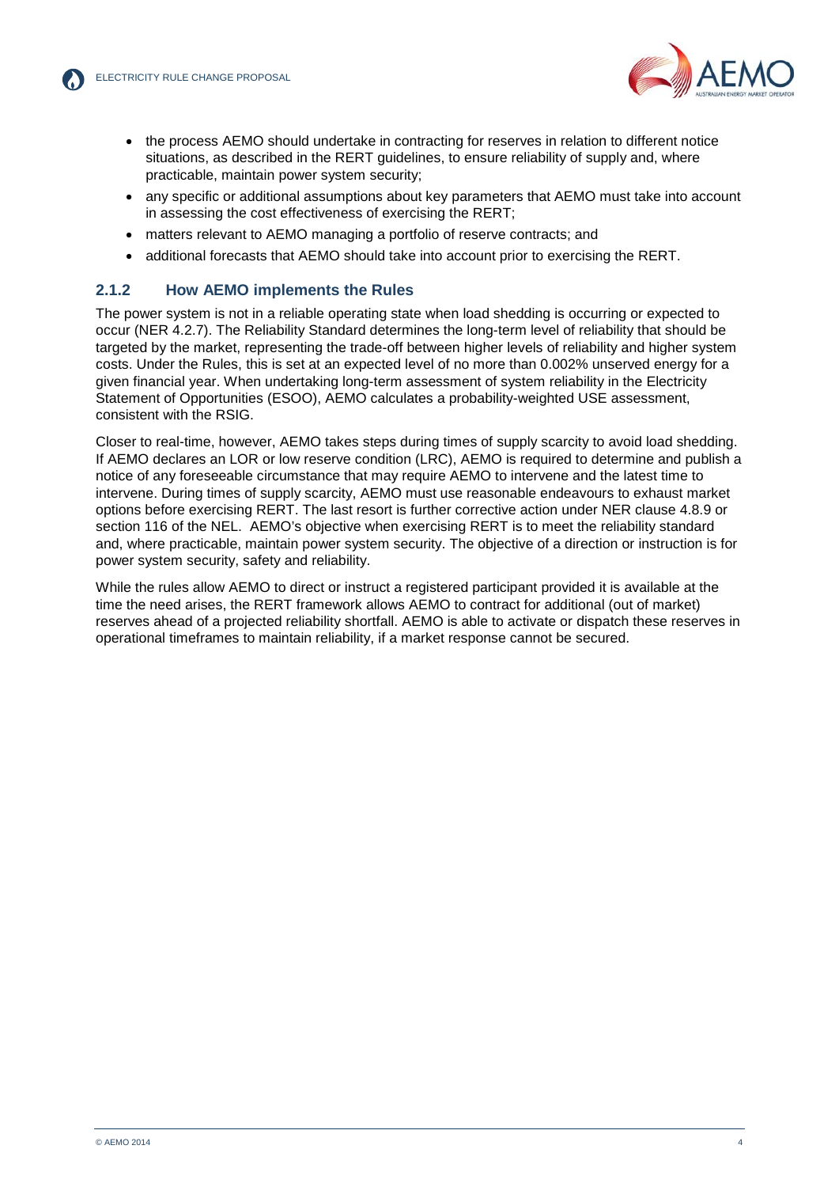- the process AEMO should undertake in contracting for reserves in relation to different notice situations, as described in the RERT guidelines, to ensure reliability of supply and, where practicable, maintain power system security;
- any specific or additional assumptions about key parameters that AEMO must take into account in assessing the cost effectiveness of exercising the RERT;
- matters relevant to AEMO managing a portfolio of reserve contracts; and
- additional forecasts that AEMO should take into account prior to exercising the RERT.

### 2.1.2 How AEMO implements the Rules

The power system is not in a reliable operating state when load shedding is occurring or expected to occur (NER 4.2.7). The Reliability Standard determines the long-term level of reliability that should be targeted by the market, representing the trade-off between higher levels of reliability and higher system costs. Under the Rules, this is set at an expected level of no more than 0.002% unserved energy for a given financial year. When undertaking long-term assessment of system reliability in the Electricity Statement of Opportunities (ESOO), AEMO calculates a probability-weighted USE assessment, consistent with the RSIG.

Closer to real-time, however, AEMO takes steps during times of supply scarcity to avoid load shedding. If AEMO declares an LOR or low reserve condition (LRC), AEMO is required to determine and publish a notice of any foreseeable circumstance that may require AEMO to intervene and the latest time to intervene. During times of supply scarcity, AEMO must use reasonable endeavours to exhaust market options before exercising RERT. The last resort is further corrective action under NER clause 4.8.9 or section 116 of the NEL. AEMO's objective when exercising RERT is to meet the reliability standard and, where practicable, maintain power system security. The objective of a direction or instruction is for power system security, safety and reliability.

While the rules allow AEMO to direct or instruct a registered participant provided it is available at the time the need arises, the RERT framework allows AEMO to contract for additional (out of market) reserves ahead of a projected reliability shortfall. AEMO is able to activate or dispatch these reserves in operational timeframes to maintain reliability, if a market response cannot be secured.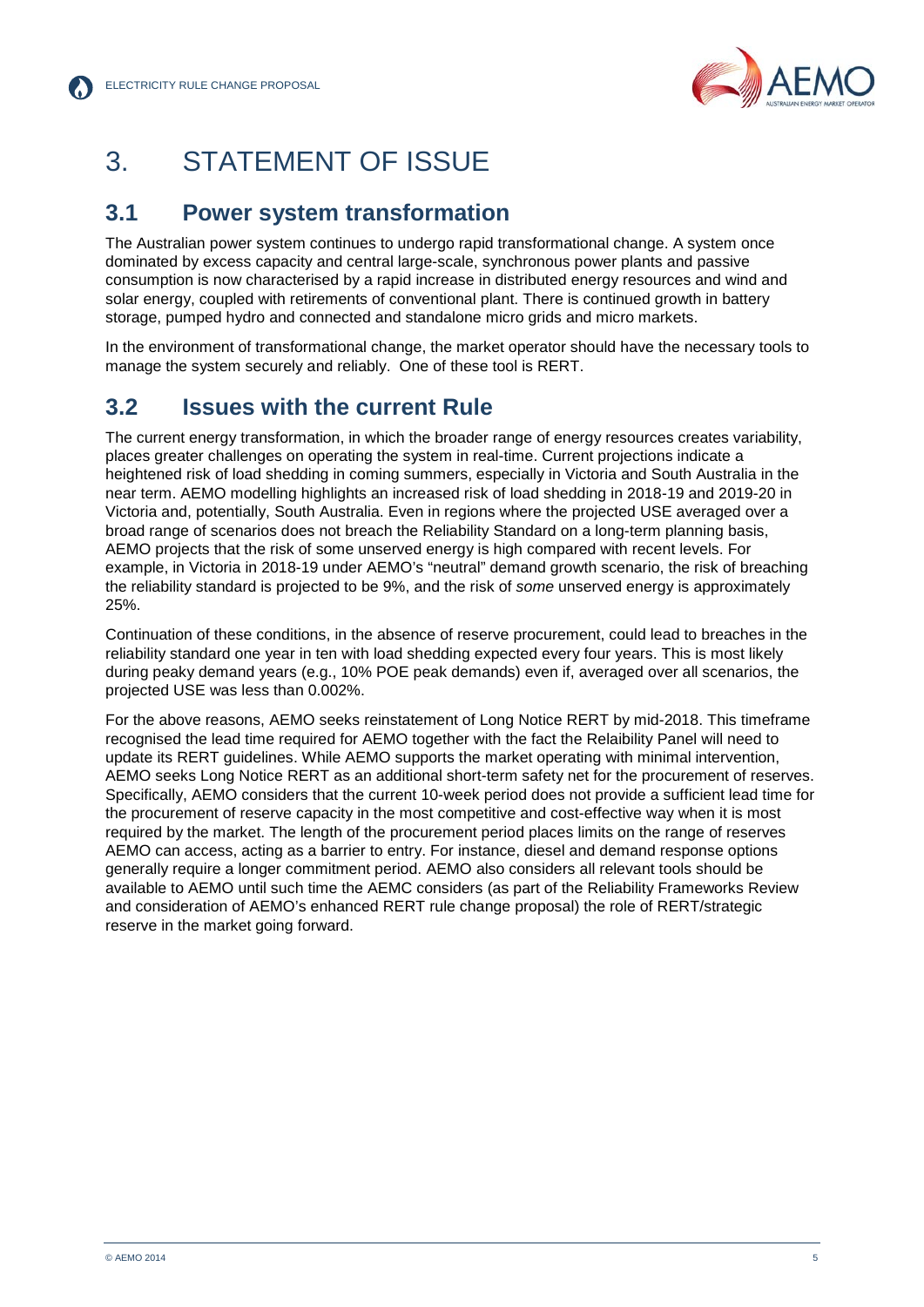# 3. STATEMENT OF ISSUE

## 3.1 Power system transformation

The Australian power system continues to undergo rapid transformational change. A system once dominated by excess capacity and central large-scale, synchronous power plants and passive consumption is now characterised by a rapid increase in distributed energy resources and wind and solar energy, coupled with retirements of conventional plant. There is continued growth in battery storage, pumped hydro and connected and standalone micro grids and micro markets.

In the environment of transformational change, the market operator should have the necessary tools to manage the system securely and reliably. One of these tool is RERT.

## 3.2 Issues with the current Rule

The current energy transformation, in which the broader range of energy resources creates variability, places greater challenges on operating the system in real-time. Current projections indicate a heightened risk of load shedding in coming summers, especially in Victoria and South Australia in the near term. AEMO modelling highlights an increased risk of load shedding in 2018-19 and 2019-20 in Victoria and, potentially, South Australia. Even in regions where the projected USE averaged over a broad range of scenarios does not breach the Reliability Standard on a long-term planning basis, AEMO projects that the risk of some unserved energy is high compared with recent levels. For example, in Victoria in 2018-19 under AEMO's "neutral" demand growth scenario, the risk of breaching the reliability standard is projected to be 9%, and the risk of *some* unserved energy is approximately 25%.

Continuation of these conditions, in the absence of reserve procurement, could lead to breaches in the reliability standard one year in ten with load shedding expected every four years. This is most likely during peaky demand years (e.g., 10% POE peak demands) even if, averaged over all scenarios, the projected USE was less than 0.002%.

For the above reasons, AEMO seeks reinstatement of Long Notice RERT by mid-2018. This timeframe recognised the lead time required for AEMO together with the fact the Relaibility Panel will need to update its RERT guidelines. While AEMO supports the market operating with minimal intervention, AEMO seeks Long Notice RERT as an additional short-term safety net for the procurement of reserves. Specifically, AEMO considers that the current 10-week period does not provide a sufficient lead time for the procurement of reserve capacity in the most competitive and cost-effective way when it is most required by the market. The length of the procurement period places limits on the range of reserves AEMO can access, acting as a barrier to entry. For instance, diesel and demand response options generally require a longer commitment period. AEMO also considers all relevant tools should be available to AEMO until such time the AEMC considers (as part of the Reliability Frameworks Review and consideration of AEMO's enhanced RERT rule change proposal) the role of RERT/strategic reserve in the market going forward.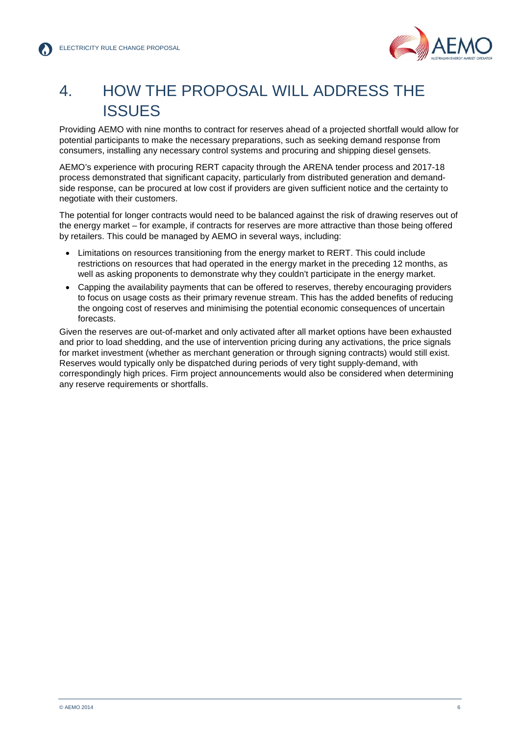# 4. HOW THE PROPOSAL WILL ADDRESS THE ISSUES

Providing AEMO with nine months to contract for reserves ahead of a projected shortfall would allow for potential participants to make the necessary preparations, such as seeking demand response from consumers, installing any necessary control systems and procuring and shipping diesel gensets.

AEMO's experience with procuring RERT capacity through the ARENA tender process and 2017-18 process demonstrated that significant capacity, particularly from distributed generation and demand-side response, can be procured at low cost if providers are given sufficient notice and the certainty to negotiate with their customers.

The potential for longer contracts would need to be balanced against the risk of drawing reserves out of the energy market – for example, if contracts for reserves are more attractive than those being offered by retailers. This could be managed by AEMO in several ways, including:

- Limitations on resources transitioning from the energy market to RERT. This could include restrictions on resources that had operated in the energy market in the preceding 12 months, as well as asking proponents to demonstrate why they couldn't participate in the energy market.
- Capping the availability payments that can be offered to reserves, thereby encouraging providers to focus on usage costs as their primary revenue stream. This has the added benefits of reducing the ongoing cost of reserves and minimising the potential economic consequences of uncertain forecasts.

Given the reserves are out-of-market and only activated after all market options have been exhausted and prior to load shedding, and the use of intervention pricing during any activations, the price signals for market investment (whether as merchant generation or through signing contracts) would still exist. Reserves would typically only be dispatched during periods of very tight supply-demand, with correspondingly high prices. Firm project announcements would also be considered when determining any reserve requirements or shortfalls.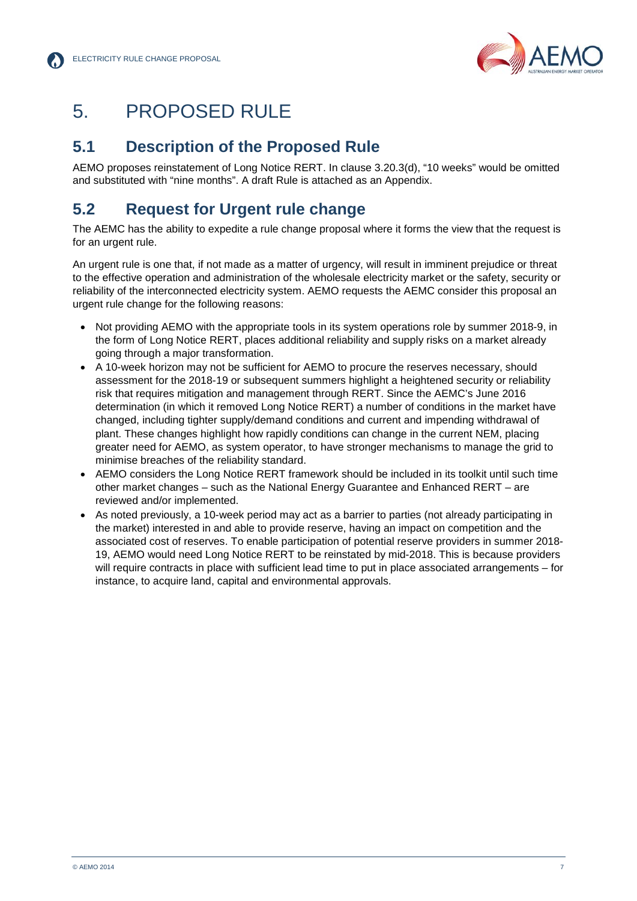# 5. PROPOSED RULE

## 5.1 Description of the Proposed Rule

AEMO proposes reinstatement of Long Notice RERT. In clause 3.20.3(d), "10 weeks" would be omitted and substituted with "nine months". A draft Rule is attached as an Appendix.

## 5.2 Request for Urgent rule change

The AEMC has the ability to expedite a rule change proposal where it forms the view that the request is for an urgent rule.

An urgent rule is one that, if not made as a matter of urgency, will result in imminent prejudice or threat to the effective operation and administration of the wholesale electricity market or the safety, security or reliability of the interconnected electricity system. AEMO requests the AEMC consider this proposal an urgent rule change for the following reasons:

- Not providing AEMO with the appropriate tools in its system operations role by summer 2018-9, in the form of Long Notice RERT, places additional reliability and supply risks on a market already going through a major transformation.
- A 10-week horizon may not be sufficient for AEMO to procure the reserves necessary, should assessment for the 2018-19 or subsequent summers highlight a heightened security or reliability risk that requires mitigation and management through RERT. Since the AEMC's June 2016 determination (in which it removed Long Notice RERT) a number of conditions in the market have changed, including tighter supply/demand conditions and current and impending withdrawal of plant. These changes highlight how rapidly conditions can change in the current NEM, placing greater need for AEMO, as system operator, to have stronger mechanisms to manage the grid to minimise breaches of the reliability standard.
- AEMO considers the Long Notice RERT framework should be included in its toolkit until such time other market changes – such as the National Energy Guarantee and Enhanced RERT – are reviewed and/or implemented.
- As noted previously, a 10-week period may act as a barrier to parties (not already participating in the market) interested in and able to provide reserve, having an impact on competition and the associated cost of reserves. To enable participation of potential reserve providers in summer 2018-19, AEMO would need Long Notice RERT to be reinstated by mid-2018. This is because providers will require contracts in place with sufficient lead time to put in place associated arrangements – for instance, to acquire land, capital and environmental approvals.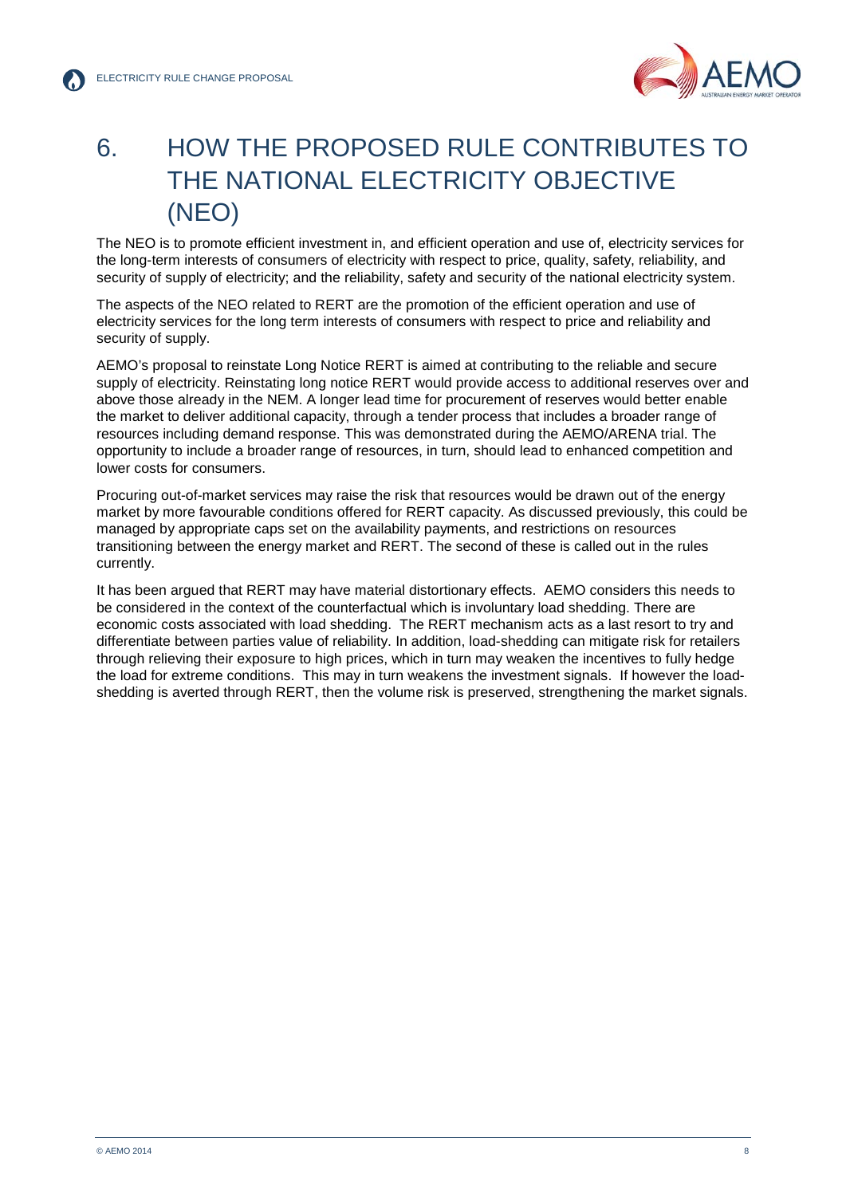# 6. HOW THE PROPOSED RULE CONTRIBUTES TO THE NATIONAL ELECTRICITY OBJECTIVE (NEO)

The NEO is to promote efficient investment in, and efficient operation and use of, electricity services for the long-term interests of consumers of electricity with respect to price, quality, safety, reliability, and security of supply of electricity; and the reliability, safety and security of the national electricity system.

The aspects of the NEO related to RERT are the promotion of the efficient operation and use of electricity services for the long term interests of consumers with respect to price and reliability and security of supply.

AEMO's proposal to reinstate Long Notice RERT is aimed at contributing to the reliable and secure supply of electricity. Reinstating long notice RERT would provide access to additional reserves over and above those already in the NEM. A longer lead time for procurement of reserves would better enable the market to deliver additional capacity, through a tender process that includes a broader range of resources including demand response. This was demonstrated during the AEMO/ARENA trial. The opportunity to include a broader range of resources, in turn, should lead to enhanced competition and lower costs for consumers.

Procuring out-of-market services may raise the risk that resources would be drawn out of the energy market by more favourable conditions offered for RERT capacity. As discussed previously, this could be managed by appropriate caps set on the availability payments, and restrictions on resources transitioning between the energy market and RERT. The second of these is called out in the rules currently.

It has been argued that RERT may have material distortionary effects. AEMO considers this needs to be considered in the context of the counterfactual which is involuntary load shedding. There are economic costs associated with load shedding. The RERT mechanism acts as a last resort to try and differentiate between parties value of reliability. In addition, load-shedding can mitigate risk for retailers through relieving their exposure to high prices, which in turn may weaken the incentives to fully hedge the load for extreme conditions. This may in turn weakens the investment signals. If however the load-shedding is averted through RERT, then the volume risk is preserved, strengthening the market signals.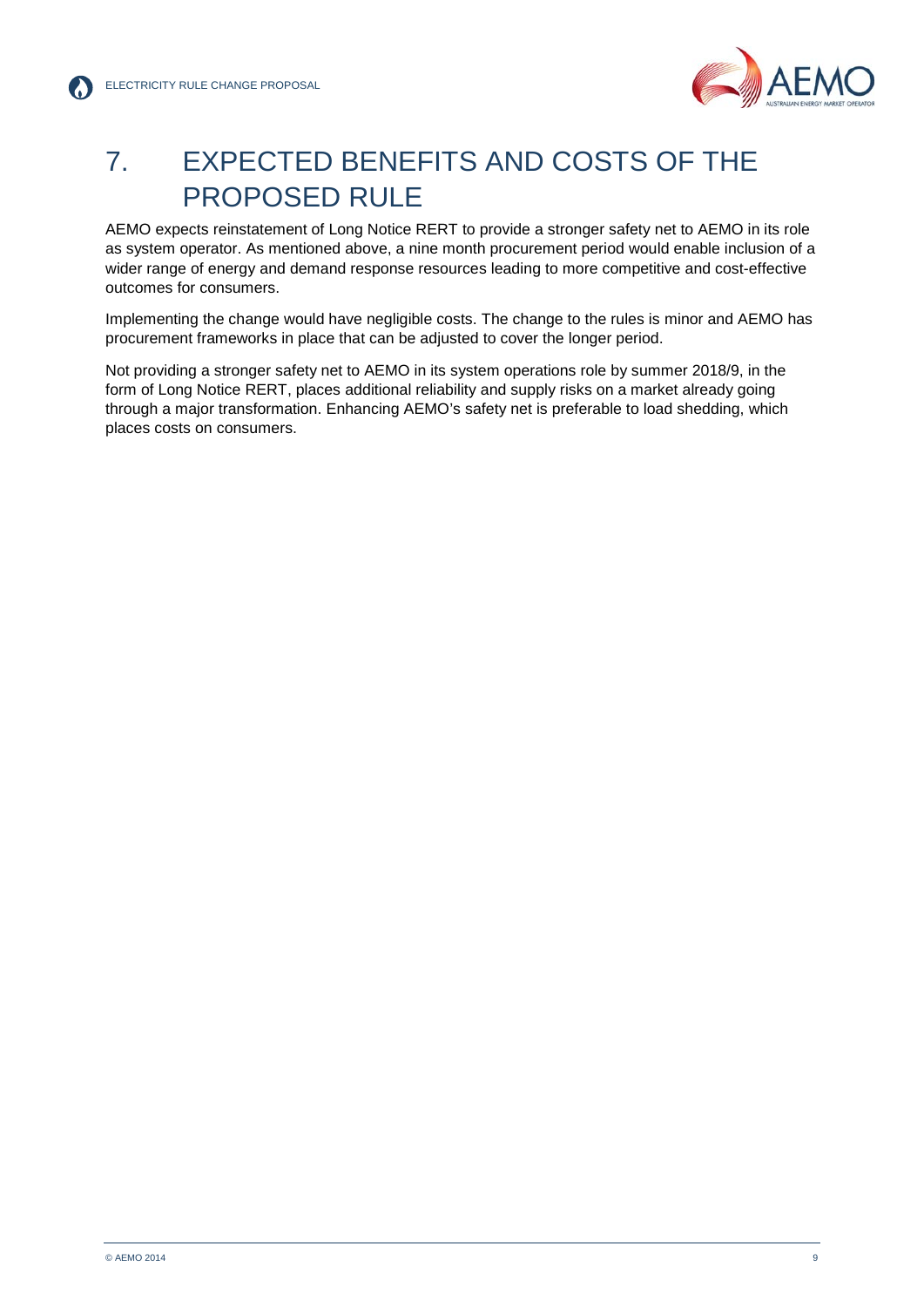# 7. EXPECTED BENEFITS AND COSTS OF THE PROPOSED RULE

AEMO expects reinstatement of Long Notice RERT to provide a stronger safety net to AEMO in its role as system operator. As mentioned above, a nine month procurement period would enable inclusion of a wider range of energy and demand response resources leading to more competitive and cost-effective outcomes for consumers.

Implementing the change would have negligible costs. The change to the rules is minor and AEMO has procurement frameworks in place that can be adjusted to cover the longer period.

Not providing a stronger safety net to AEMO in its system operations role by summer 2018/9, in the form of Long Notice RERT, places additional reliability and supply risks on a market already going through a major transformation. Enhancing AEMO's safety net is preferable to load shedding, which places costs on consumers.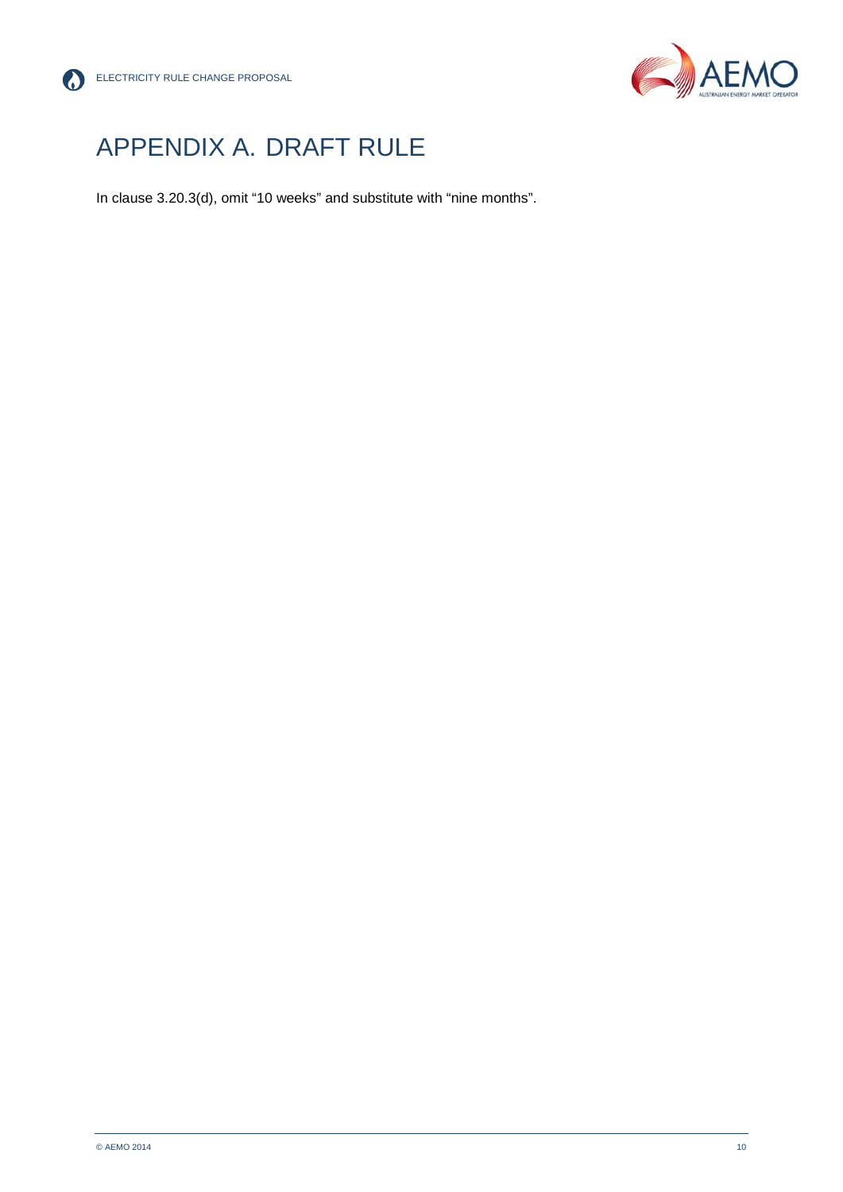# APPENDIX A. DRAFT RULE

In clause 3.20.3(d), omit "10 weeks" and substitute with "nine months".